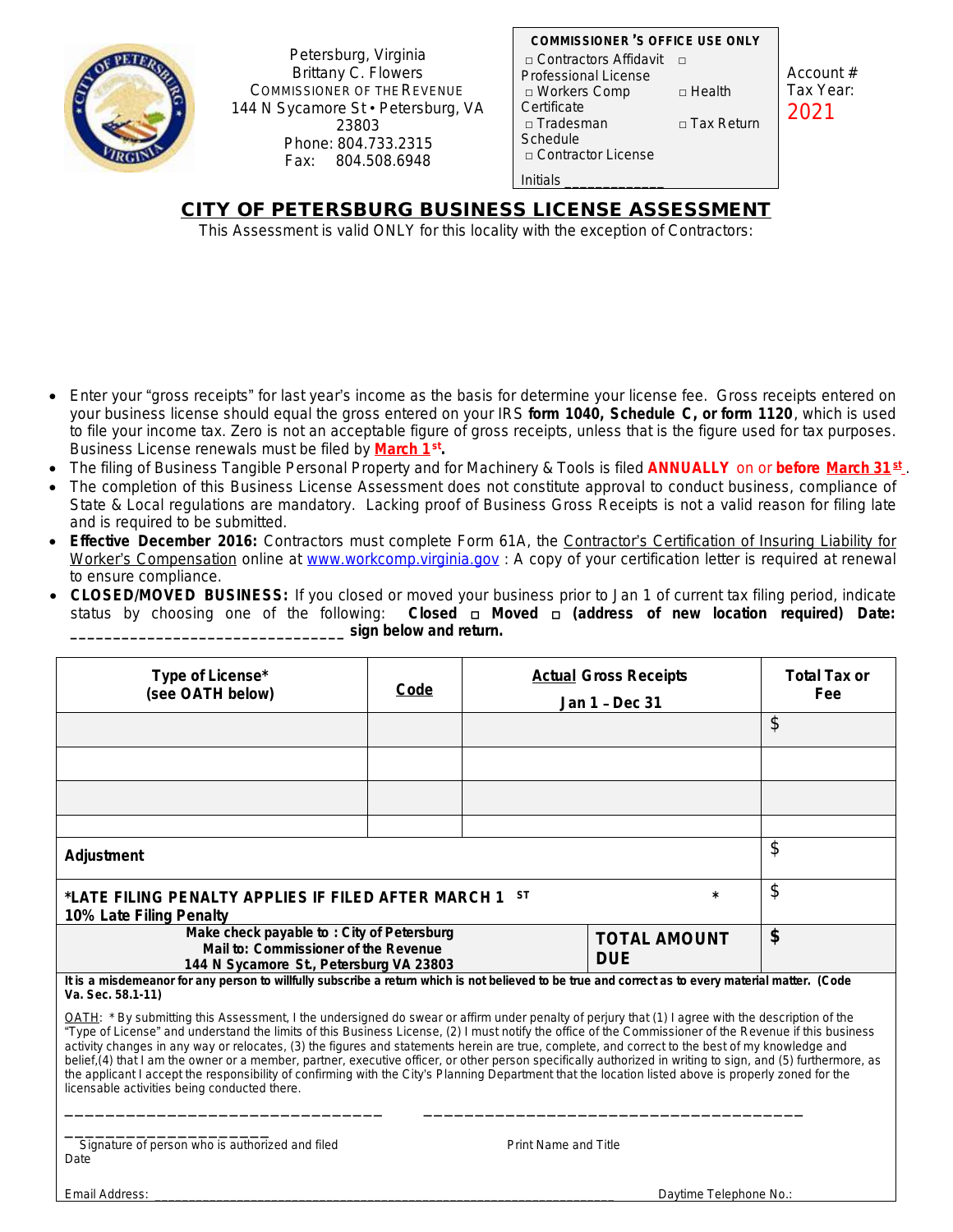Petersburg, Virginia
Brittany C. Flowers
COMMISSIONER OF THE REVENUE
144 N Sycamore St • Petersburg, VA 23803
Phone: 804.733.2315
Fax: 804.508.6948

**COMMISSIONER'S OFFICE USE ONLY**

□ Contractors Affidavit □ Professional License
□ Workers Comp Certificate □ Health
□ Tradesman Schedule □ Tax Return
□ Contractor License

Initials ____________

Account #
Tax Year: 2021

## CITY OF PETERSBURG BUSINESS LICENSE ASSESSMENT

This Assessment is valid ONLY for this locality with the exception of Contractors:

- Enter your "gross receipts" for last year's income as the basis for determine your license fee. Gross receipts entered on your business license should equal the gross entered on your IRS **form 1040, Schedule C, or form 1120**, which is used to file your income tax. Zero is not an acceptable figure of gross receipts, unless that is the figure used for tax purposes. Business License renewals must be filed by **March 1st.**
- The filing of Business Tangible Personal Property and for Machinery & Tools is filed **ANNUALLY** on or **before March 31st**.
- The completion of this Business License Assessment does not constitute approval to conduct business, compliance of State & Local regulations are mandatory. Lacking proof of Business Gross Receipts is not a valid reason for filing late and is required to be submitted.
- **Effective December 2016:** Contractors must complete Form 61A, the Contractor's Certification of Insuring Liability for Worker's Compensation online at www.workcomp.virginia.gov : A copy of your certification letter is required at renewal to ensure compliance.
- **CLOSED/MOVED BUSINESS:** If you closed or moved your business prior to Jan 1 of current tax filing period, indicate status by choosing one of the following: **Closed □ Moved □ (address of new location required) Date: ______________________________ sign below and return.**

| Type of License* (see OATH below) | Code | Actual Gross Receipts Jan 1 – Dec 31 | Total Tax or Fee |
|---|---|---|---|
| | | | $ |
| | | | |
| | | | |
| | | | |
| **Adjustment** | | | $ |
| ***LATE FILING PENALTY APPLIES IF FILED AFTER MARCH 1ST** * **10% Late Filing Penalty** | | | $ |
| **Make check payable to : City of Petersburg Mail to: Commissioner of the Revenue 144 N Sycamore St., Petersburg VA 23803** | | **TOTAL AMOUNT DUE** | **$** |

**It is a misdemeanor for any person to willfully subscribe a return which is not believed to be true and correct as to every material matter. (Code Va. Sec. 58.1-11)**

OATH: * By submitting this Assessment, I the undersigned do swear or affirm under penalty of perjury that (1) I agree with the description of the "Type of License" and understand the limits of this Business License, (2) I must notify the office of the Commissioner of the Revenue if this business activity changes in any way or relocates, (3) the figures and statements herein are true, complete, and correct to the best of my knowledge and belief,(4) that I am the owner or a member, partner, executive officer, or other person specifically authorized in writing to sign, and (5) furthermore, as the applicant I accept the responsibility of confirming with the City's Planning Department that the location listed above is properly zoned for the licensable activities being conducted there.

________________________________ ______________________________________ ____________________

Signature of person who is authorized and filed Print Name and Title Date

Email Address: ________________________________________________________________ Daytime Telephone No.: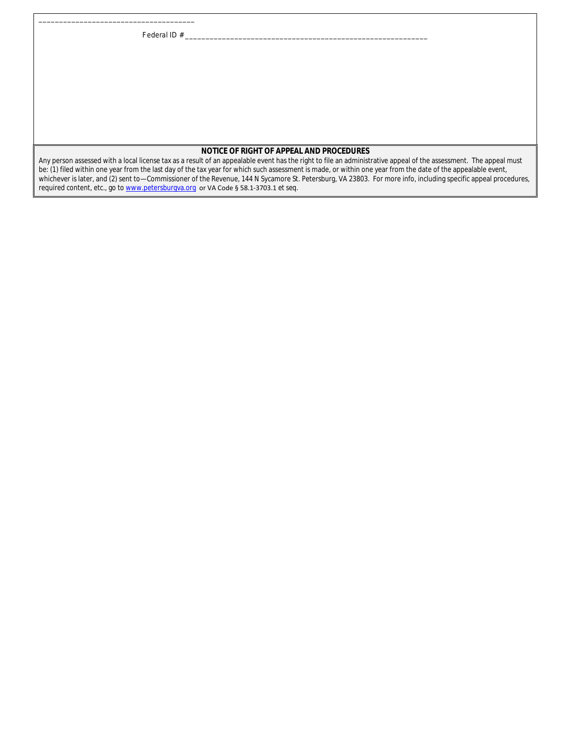_____________________________________

Federal ID # ___________________________________________________________

**NOTICE OF RIGHT OF APPEAL AND PROCEDURES**

Any person assessed with a local license tax as a result of an appealable event has the right to file an administrative appeal of the assessment. The appeal must be: (1) filed within one year from the last day of the tax year for which such assessment is made, or within one year from the date of the appealable event, whichever is later, and (2) sent to—Commissioner of the Revenue, 144 N Sycamore St. Petersburg, VA 23803. For more info, including specific appeal procedures, required content, etc., go to www.petersburgva.org or VA Code § 58.1-3703.1 et seq.